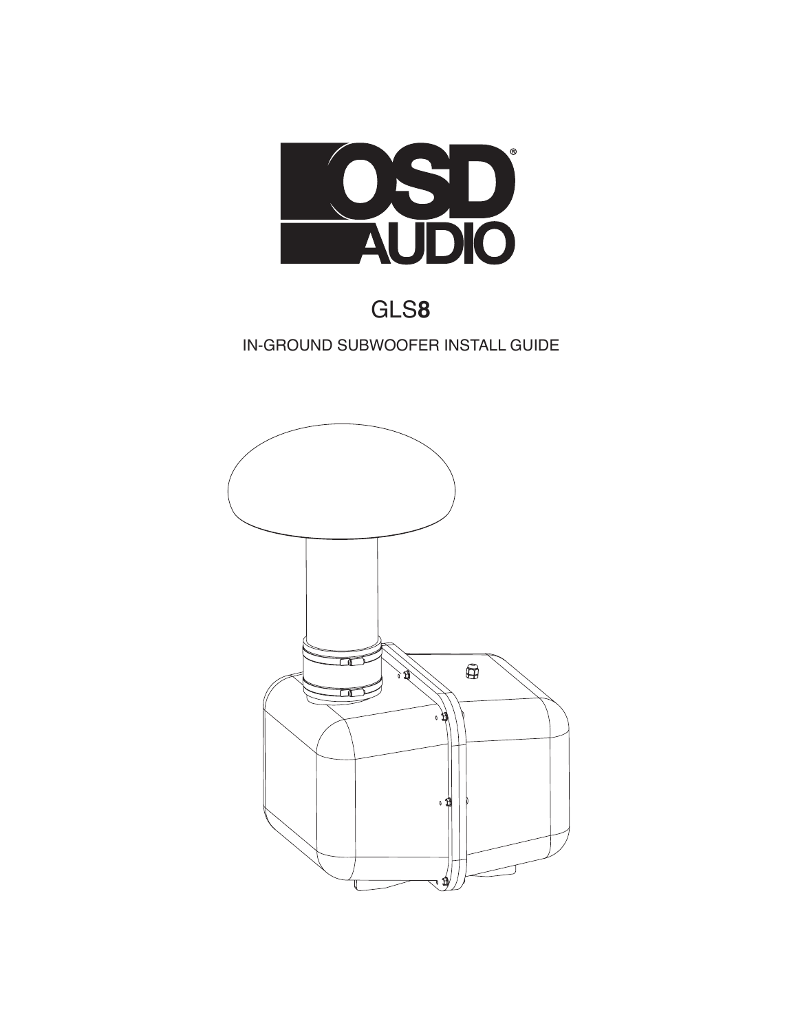OSD AUDIO

# GLS**8**

## IN-GROUND SUBWOOFER INSTALL GUIDE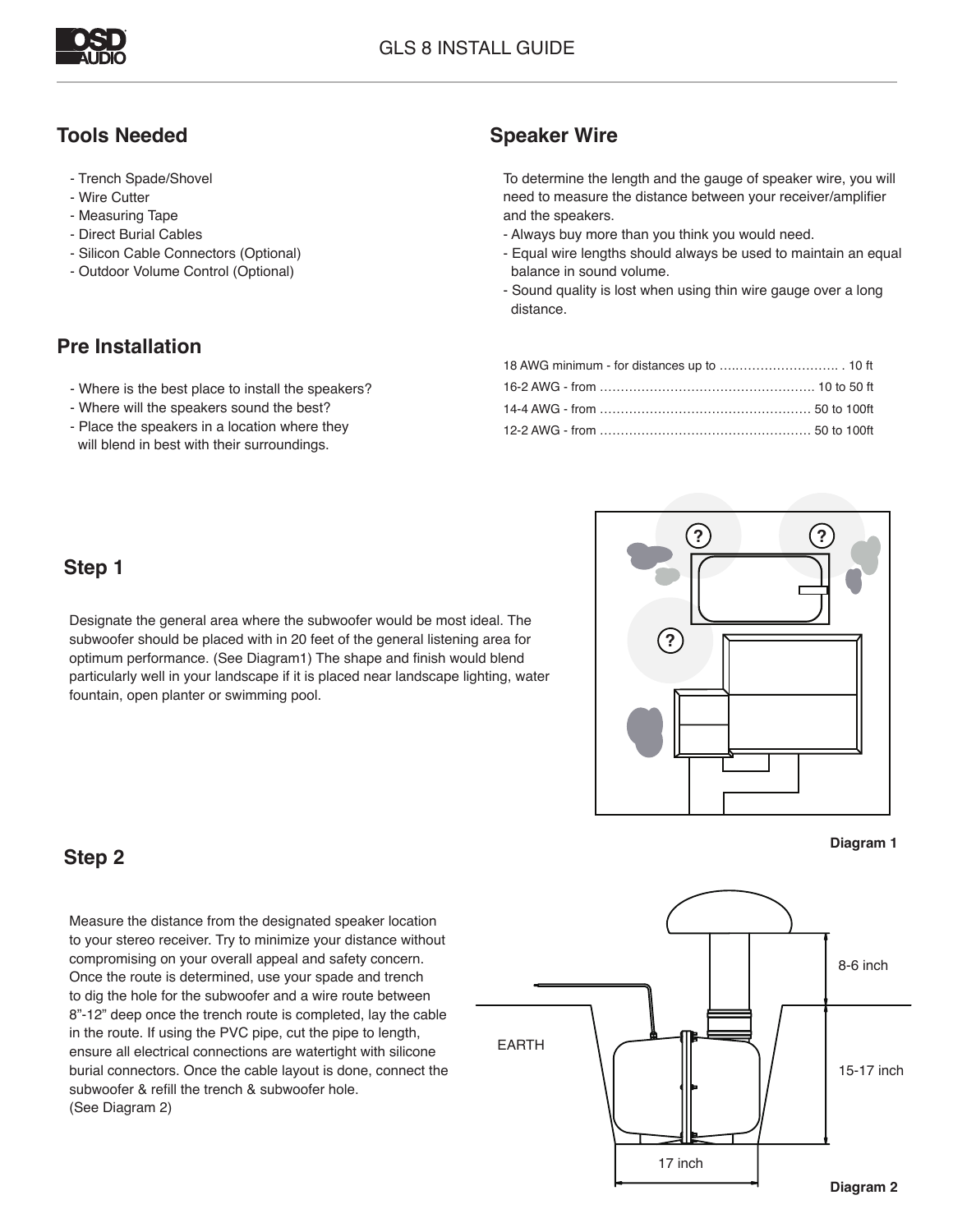## Tools Needed

- Trench Spade/Shovel
- Wire Cutter
- Measuring Tape
- Direct Burial Cables
- Silicon Cable Connectors (Optional)
- Outdoor Volume Control (Optional)

## Pre Installation

- Where is the best place to install the speakers?
- Where will the speakers sound the best?
- Place the speakers in a location where they will blend in best with their surroundings.

## Speaker Wire

To determine the length and the gauge of speaker wire, you will need to measure the distance between your receiver/amplifier and the speakers.

- Always buy more than you think you would need.
- Equal wire lengths should always be used to maintain an equal balance in sound volume.
- Sound quality is lost when using thin wire gauge over a long distance.

18 AWG minimum - for distances up to ………………………. . 10 ft
16-2 AWG - from …………………………………………… 10 to 50 ft
14-4 AWG - from …………………………………………… 50 to 100ft
12-2 AWG - from …………………………………………… 50 to 100ft

## Step 1

Designate the general area where the subwoofer would be most ideal. The subwoofer should be placed with in 20 feet of the general listening area for optimum performance. (See Diagram1) The shape and finish would blend particularly well in your landscape if it is placed near landscape lighting, water fountain, open planter or swimming pool.

?
?
?

Diagram 1

## Step 2

Measure the distance from the designated speaker location to your stereo receiver. Try to minimize your distance without compromising on your overall appeal and safety concern. Once the route is determined, use your spade and trench to dig the hole for the subwoofer and a wire route between 8"-12" deep once the trench route is completed, lay the cable in the route. If using the PVC pipe, cut the pipe to length, ensure all electrical connections are watertight with silicone burial connectors. Once the cable layout is done, connect the subwoofer & refill the trench & subwoofer hole. (See Diagram 2)

8-6 inch
EARTH
15-17 inch
17 inch

Diagram 2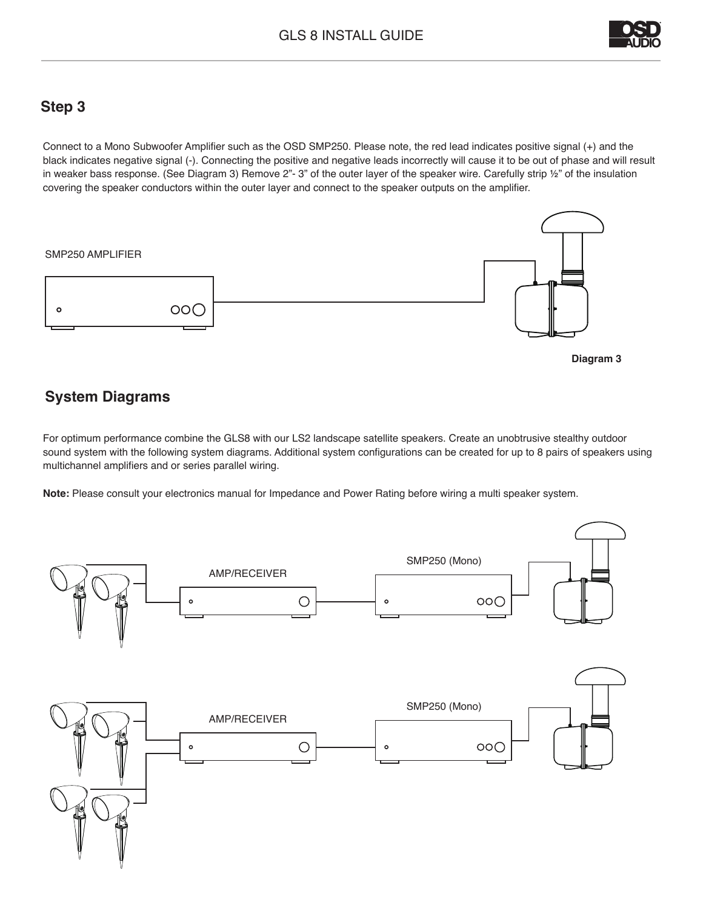## Step 3

Connect to a Mono Subwoofer Amplifier such as the OSD SMP250. Please note, the red lead indicates positive signal (+) and the black indicates negative signal (-). Connecting the positive and negative leads incorrectly will cause it to be out of phase and will result in weaker bass response. (See Diagram 3) Remove 2”- 3” of the outer layer of the speaker wire. Carefully strip ½” of the insulation covering the speaker conductors within the outer layer and connect to the speaker outputs on the amplifier.

SMP250 AMPLIFIER

**Diagram 3**

## System Diagrams

For optimum performance combine the GLS8 with our LS2 landscape satellite speakers. Create an unobtrusive stealthy outdoor sound system with the following system diagrams. Additional system configurations can be created for up to 8 pairs of speakers using multichannel amplifiers and or series parallel wiring.

**Note:** Please consult your electronics manual for Impedance and Power Rating before wiring a multi speaker system.

AMP/RECEIVER

SMP250 (Mono)

AMP/RECEIVER

SMP250 (Mono)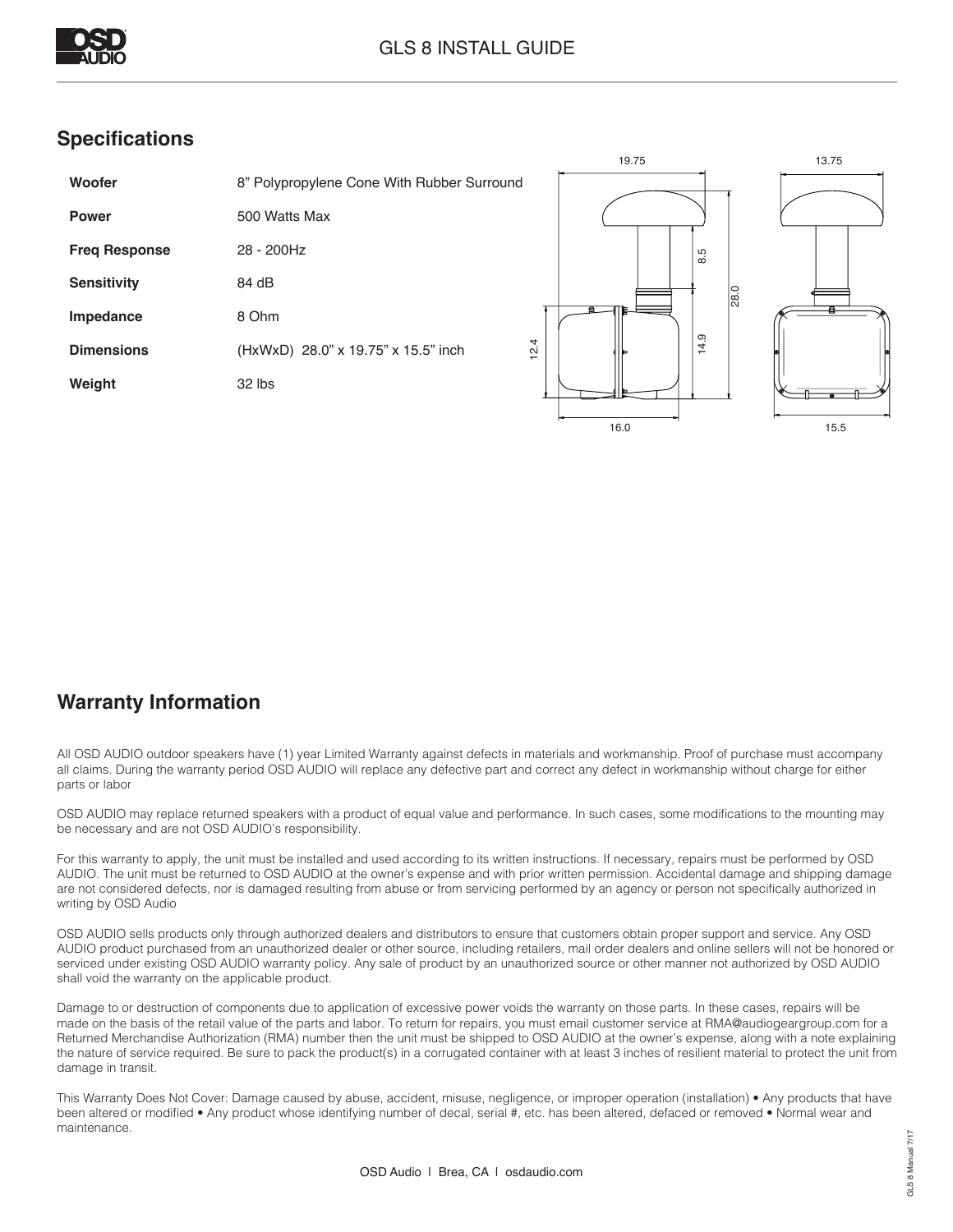## Specifications

| | |
|---|---|
| **Woofer** | 8” Polypropylene Cone With Rubber Surround |
| **Power** | 500 Watts Max |
| **Freq Response** | 28 - 200Hz |
| **Sensitivity** | 84 dB |
| **Impedance** | 8 Ohm |
| **Dimensions** | (HxWxD) 28.0” x 19.75” x 15.5” inch |
| **Weight** | 32 lbs |

19.75
13.75
8.5
28.0
12.4
14.9
16.0
15.5

## Warranty Information

All OSD AUDIO outdoor speakers have (1) year Limited Warranty against defects in materials and workmanship. Proof of purchase must accompany all claims. During the warranty period OSD AUDIO will replace any defective part and correct any defect in workmanship without charge for either parts or labor

OSD AUDIO may replace returned speakers with a product of equal value and performance. In such cases, some modifications to the mounting may be necessary and are not OSD AUDIO's responsibility.

For this warranty to apply, the unit must be installed and used according to its written instructions. If necessary, repairs must be performed by OSD AUDIO. The unit must be returned to OSD AUDIO at the owner's expense and with prior written permission. Accidental damage and shipping damage are not considered defects, nor is damaged resulting from abuse or from servicing performed by an agency or person not specifically authorized in writing by OSD Audio

OSD AUDIO sells products only through authorized dealers and distributors to ensure that customers obtain proper support and service. Any OSD AUDIO product purchased from an unauthorized dealer or other source, including retailers, mail order dealers and online sellers will not be honored or serviced under existing OSD AUDIO warranty policy. Any sale of product by an unauthorized source or other manner not authorized by OSD AUDIO shall void the warranty on the applicable product.

Damage to or destruction of components due to application of excessive power voids the warranty on those parts. In these cases, repairs will be made on the basis of the retail value of the parts and labor. To return for repairs, you must email customer service at RMA@audiogeargroup.com for a Returned Merchandise Authorization (RMA) number then the unit must be shipped to OSD AUDIO at the owner's expense, along with a note explaining the nature of service required. Be sure to pack the product(s) in a corrugated container with at least 3 inches of resilient material to protect the unit from damage in transit.

This Warranty Does Not Cover: Damage caused by abuse, accident, misuse, negligence, or improper operation (installation) • Any products that have been altered or modified • Any product whose identifying number of decal, serial #, etc. has been altered, defaced or removed • Normal wear and maintenance.